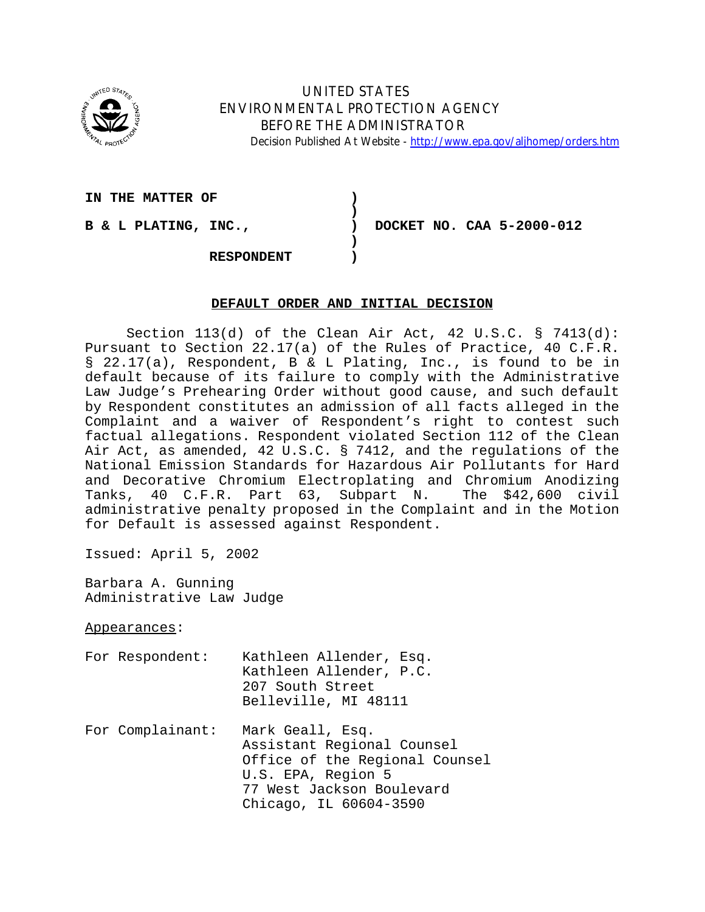UNITED STATES
ENVIRONMENTAL PROTECTION AGENCY
BEFORE THE ADMINISTRATOR

Decision Published At Website - http://www.epa.gov/aljhomep/orders.htm

| | | |
|---|---|---|
| **IN THE MATTER OF** | ) | |
| | ) | |
| **B & L PLATING, INC.,** | ) | **DOCKET NO. CAA 5-2000-012** |
| | ) | |
| **RESPONDENT** | ) | |

**DEFAULT ORDER AND INITIAL DECISION**

Section 113(d) of the Clean Air Act, 42 U.S.C. § 7413(d): Pursuant to Section 22.17(a) of the Rules of Practice, 40 C.F.R. § 22.17(a), Respondent, B & L Plating, Inc., is found to be in default because of its failure to comply with the Administrative Law Judge's Prehearing Order without good cause, and such default by Respondent constitutes an admission of all facts alleged in the Complaint and a waiver of Respondent's right to contest such factual allegations. Respondent violated Section 112 of the Clean Air Act, as amended, 42 U.S.C. § 7412, and the regulations of the National Emission Standards for Hazardous Air Pollutants for Hard and Decorative Chromium Electroplating and Chromium Anodizing Tanks, 40 C.F.R. Part 63, Subpart N. The $42,600 civil administrative penalty proposed in the Complaint and in the Motion for Default is assessed against Respondent.

Issued: April 5, 2002

Barbara A. Gunning
Administrative Law Judge

Appearances:

For Respondent:
Kathleen Allender, Esq.
Kathleen Allender, P.C.
207 South Street
Belleville, MI 48111

For Complainant:
Mark Geall, Esq.
Assistant Regional Counsel
Office of the Regional Counsel
U.S. EPA, Region 5
77 West Jackson Boulevard
Chicago, IL 60604-3590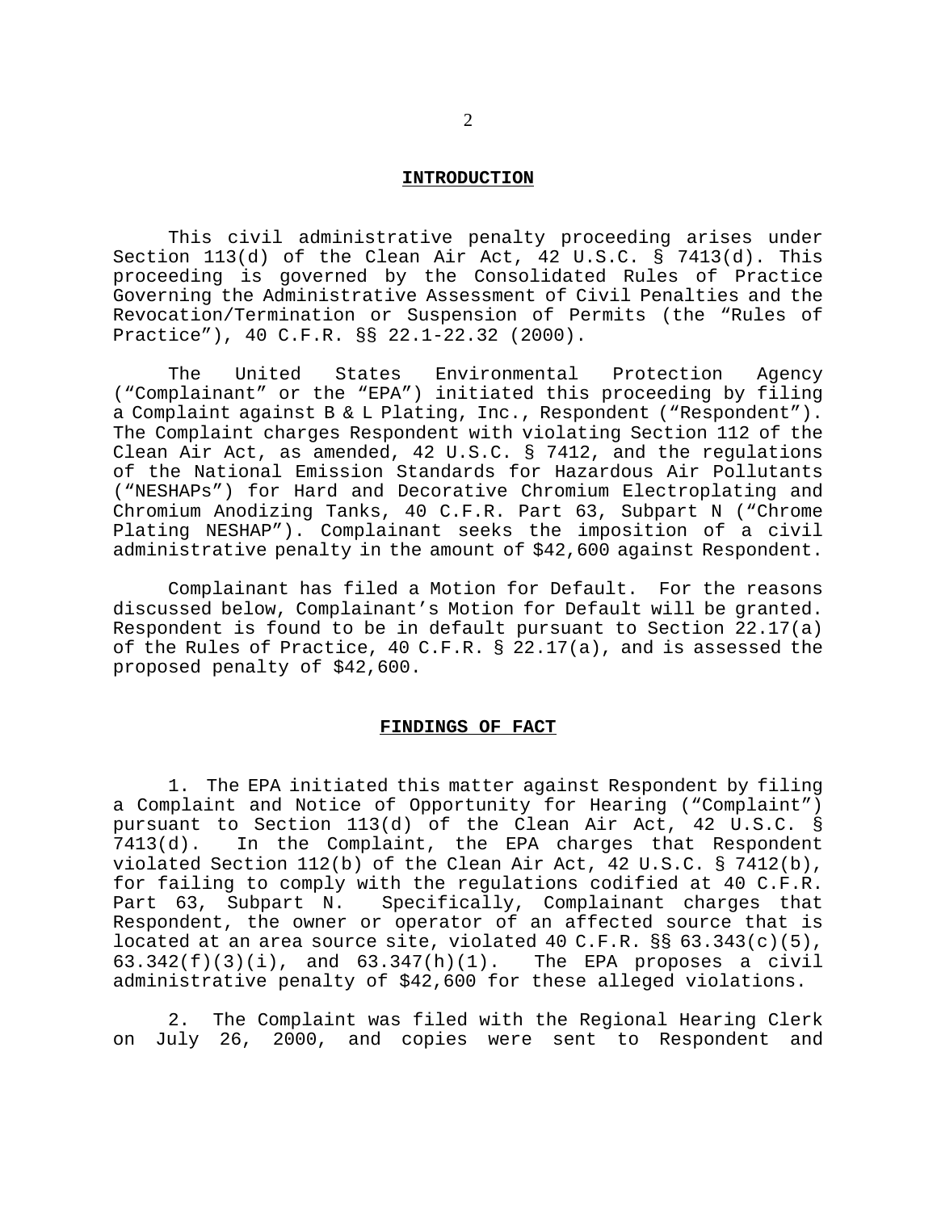## INTRODUCTION

This civil administrative penalty proceeding arises under Section 113(d) of the Clean Air Act, 42 U.S.C. § 7413(d). This proceeding is governed by the Consolidated Rules of Practice Governing the Administrative Assessment of Civil Penalties and the Revocation/Termination or Suspension of Permits (the "Rules of Practice"), 40 C.F.R. §§ 22.1-22.32 (2000).

The United States Environmental Protection Agency ("Complainant" or the "EPA") initiated this proceeding by filing a Complaint against B & L Plating, Inc., Respondent ("Respondent"). The Complaint charges Respondent with violating Section 112 of the Clean Air Act, as amended, 42 U.S.C. § 7412, and the regulations of the National Emission Standards for Hazardous Air Pollutants ("NESHAPs") for Hard and Decorative Chromium Electroplating and Chromium Anodizing Tanks, 40 C.F.R. Part 63, Subpart N ("Chrome Plating NESHAP"). Complainant seeks the imposition of a civil administrative penalty in the amount of $42,600 against Respondent.

Complainant has filed a Motion for Default. For the reasons discussed below, Complainant's Motion for Default will be granted. Respondent is found to be in default pursuant to Section 22.17(a) of the Rules of Practice, 40 C.F.R. § 22.17(a), and is assessed the proposed penalty of $42,600.

## FINDINGS OF FACT

1. The EPA initiated this matter against Respondent by filing a Complaint and Notice of Opportunity for Hearing ("Complaint") pursuant to Section 113(d) of the Clean Air Act, 42 U.S.C. § 7413(d). In the Complaint, the EPA charges that Respondent violated Section 112(b) of the Clean Air Act, 42 U.S.C. § 7412(b), for failing to comply with the regulations codified at 40 C.F.R. Part 63, Subpart N. Specifically, Complainant charges that Respondent, the owner or operator of an affected source that is located at an area source site, violated 40 C.F.R. §§ 63.343(c)(5), 63.342(f)(3)(i), and 63.347(h)(1). The EPA proposes a civil administrative penalty of $42,600 for these alleged violations.

2. The Complaint was filed with the Regional Hearing Clerk on July 26, 2000, and copies were sent to Respondent and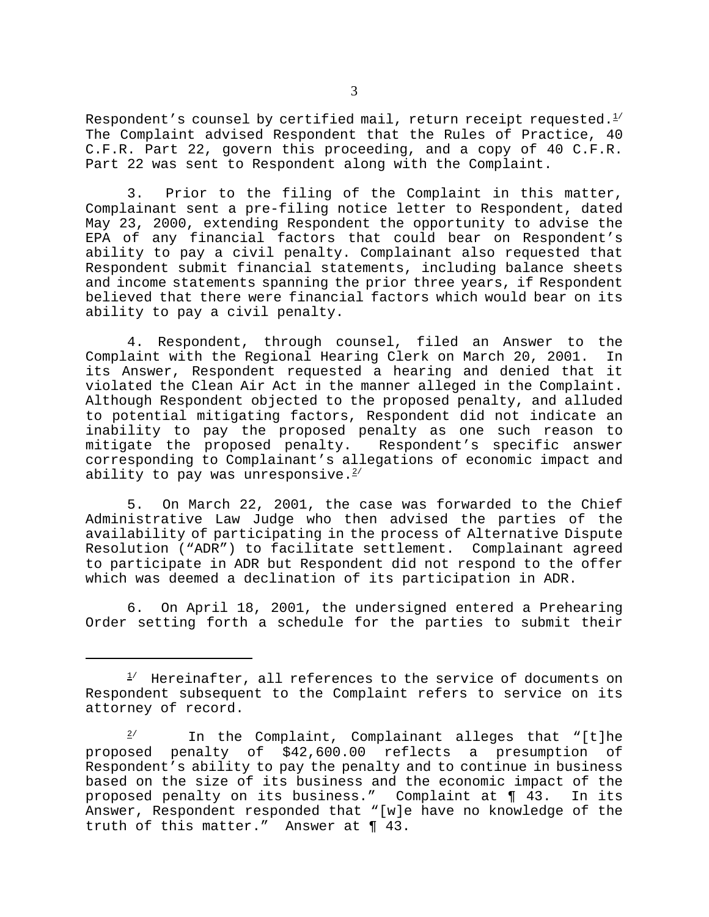Respondent's counsel by certified mail, return receipt requested.[1] The Complaint advised Respondent that the Rules of Practice, 40 C.F.R. Part 22, govern this proceeding, and a copy of 40 C.F.R. Part 22 was sent to Respondent along with the Complaint.

3. Prior to the filing of the Complaint in this matter, Complainant sent a pre-filing notice letter to Respondent, dated May 23, 2000, extending Respondent the opportunity to advise the EPA of any financial factors that could bear on Respondent's ability to pay a civil penalty. Complainant also requested that Respondent submit financial statements, including balance sheets and income statements spanning the prior three years, if Respondent believed that there were financial factors which would bear on its ability to pay a civil penalty.

4. Respondent, through counsel, filed an Answer to the Complaint with the Regional Hearing Clerk on March 20, 2001. In its Answer, Respondent requested a hearing and denied that it violated the Clean Air Act in the manner alleged in the Complaint. Although Respondent objected to the proposed penalty, and alluded to potential mitigating factors, Respondent did not indicate an inability to pay the proposed penalty as one such reason to mitigate the proposed penalty. Respondent's specific answer corresponding to Complainant's allegations of economic impact and ability to pay was unresponsive.[2]

5. On March 22, 2001, the case was forwarded to the Chief Administrative Law Judge who then advised the parties of the availability of participating in the process of Alternative Dispute Resolution ("ADR") to facilitate settlement. Complainant agreed to participate in ADR but Respondent did not respond to the offer which was deemed a declination of its participation in ADR.

6. On April 18, 2001, the undersigned entered a Prehearing Order setting forth a schedule for the parties to submit their

---

[1] Hereinafter, all references to the service of documents on Respondent subsequent to the Complaint refers to service on its attorney of record.

[2] In the Complaint, Complainant alleges that "[t]he proposed penalty of $42,600.00 reflects a presumption of Respondent's ability to pay the penalty and to continue in business based on the size of its business and the economic impact of the proposed penalty on its business." Complaint at ¶ 43. In its Answer, Respondent responded that "[w]e have no knowledge of the truth of this matter." Answer at ¶ 43.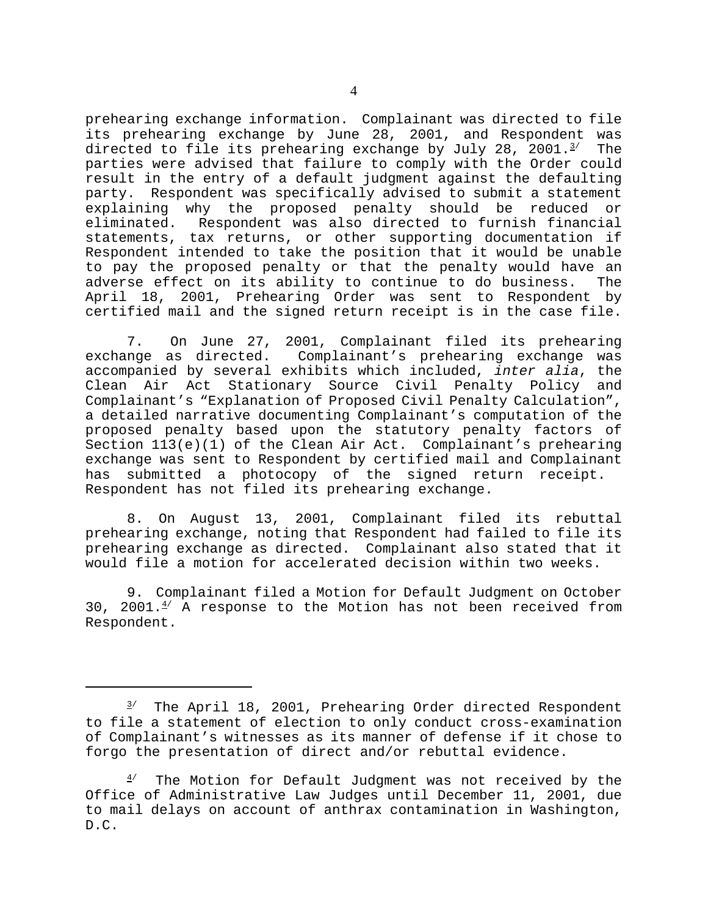prehearing exchange information. Complainant was directed to file its prehearing exchange by June 28, 2001, and Respondent was directed to file its prehearing exchange by July 28, 2001.[3] The parties were advised that failure to comply with the Order could result in the entry of a default judgment against the defaulting party. Respondent was specifically advised to submit a statement explaining why the proposed penalty should be reduced or eliminated. Respondent was also directed to furnish financial statements, tax returns, or other supporting documentation if Respondent intended to take the position that it would be unable to pay the proposed penalty or that the penalty would have an adverse effect on its ability to continue to do business. The April 18, 2001, Prehearing Order was sent to Respondent by certified mail and the signed return receipt is in the case file.

7. On June 27, 2001, Complainant filed its prehearing exchange as directed. Complainant's prehearing exchange was accompanied by several exhibits which included, *inter alia*, the Clean Air Act Stationary Source Civil Penalty Policy and Complainant's "Explanation of Proposed Civil Penalty Calculation", a detailed narrative documenting Complainant's computation of the proposed penalty based upon the statutory penalty factors of Section 113(e)(1) of the Clean Air Act. Complainant's prehearing exchange was sent to Respondent by certified mail and Complainant has submitted a photocopy of the signed return receipt. Respondent has not filed its prehearing exchange.

8. On August 13, 2001, Complainant filed its rebuttal prehearing exchange, noting that Respondent had failed to file its prehearing exchange as directed. Complainant also stated that it would file a motion for accelerated decision within two weeks.

9. Complainant filed a Motion for Default Judgment on October 30, 2001.[4] A response to the Motion has not been received from Respondent.

---

[3] The April 18, 2001, Prehearing Order directed Respondent to file a statement of election to only conduct cross-examination of Complainant's witnesses as its manner of defense if it chose to forgo the presentation of direct and/or rebuttal evidence.

[4] The Motion for Default Judgment was not received by the Office of Administrative Law Judges until December 11, 2001, due to mail delays on account of anthrax contamination in Washington, D.C.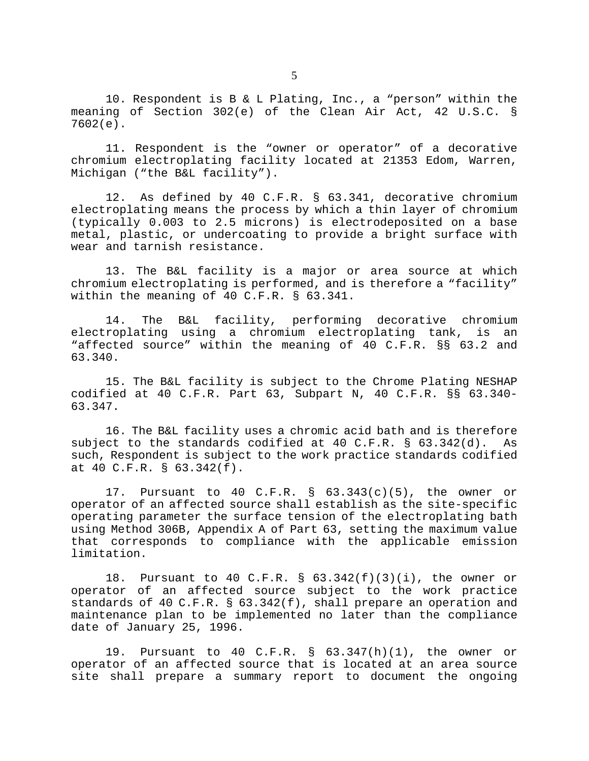10. Respondent is B & L Plating, Inc., a “person” within the meaning of Section 302(e) of the Clean Air Act, 42 U.S.C. § 7602(e).

11. Respondent is the “owner or operator” of a decorative chromium electroplating facility located at 21353 Edom, Warren, Michigan (“the B&L facility”).

12. As defined by 40 C.F.R. § 63.341, decorative chromium electroplating means the process by which a thin layer of chromium (typically 0.003 to 2.5 microns) is electrodeposited on a base metal, plastic, or undercoating to provide a bright surface with wear and tarnish resistance.

13. The B&L facility is a major or area source at which chromium electroplating is performed, and is therefore a “facility” within the meaning of 40 C.F.R. § 63.341.

14. The B&L facility, performing decorative chromium electroplating using a chromium electroplating tank, is an “affected source” within the meaning of 40 C.F.R. §§ 63.2 and 63.340.

15. The B&L facility is subject to the Chrome Plating NESHAP codified at 40 C.F.R. Part 63, Subpart N, 40 C.F.R. §§ 63.340-63.347.

16. The B&L facility uses a chromic acid bath and is therefore subject to the standards codified at 40 C.F.R. § 63.342(d). As such, Respondent is subject to the work practice standards codified at 40 C.F.R. § 63.342(f).

17. Pursuant to 40 C.F.R. § 63.343(c)(5), the owner or operator of an affected source shall establish as the site-specific operating parameter the surface tension of the electroplating bath using Method 306B, Appendix A of Part 63, setting the maximum value that corresponds to compliance with the applicable emission limitation.

18. Pursuant to 40 C.F.R. § 63.342(f)(3)(i), the owner or operator of an affected source subject to the work practice standards of 40 C.F.R. § 63.342(f), shall prepare an operation and maintenance plan to be implemented no later than the compliance date of January 25, 1996.

19. Pursuant to 40 C.F.R. § 63.347(h)(1), the owner or operator of an affected source that is located at an area source site shall prepare a summary report to document the ongoing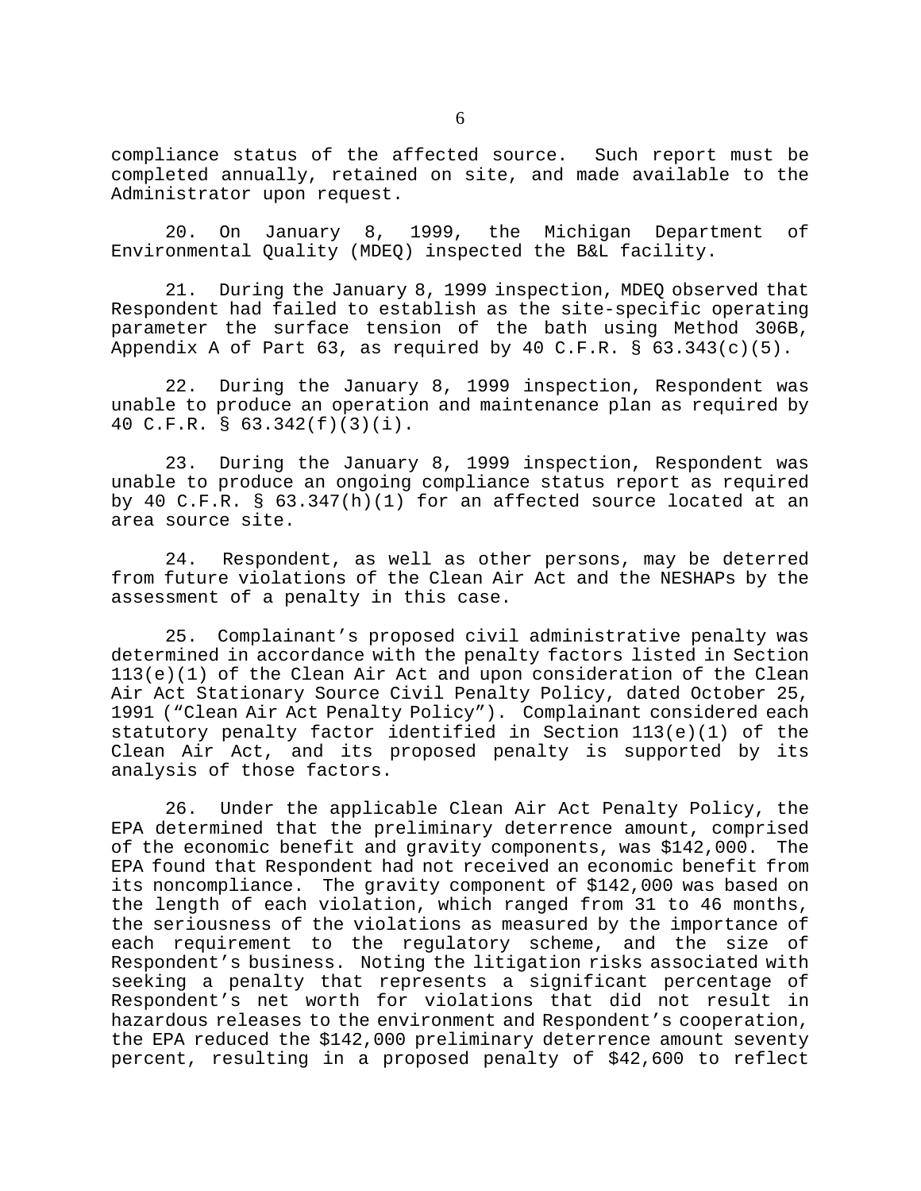compliance status of the affected source. Such report must be completed annually, retained on site, and made available to the Administrator upon request.

20. On January 8, 1999, the Michigan Department of Environmental Quality (MDEQ) inspected the B&L facility.

21. During the January 8, 1999 inspection, MDEQ observed that Respondent had failed to establish as the site-specific operating parameter the surface tension of the bath using Method 306B, Appendix A of Part 63, as required by 40 C.F.R. § 63.343(c)(5).

22. During the January 8, 1999 inspection, Respondent was unable to produce an operation and maintenance plan as required by 40 C.F.R. § 63.342(f)(3)(i).

23. During the January 8, 1999 inspection, Respondent was unable to produce an ongoing compliance status report as required by 40 C.F.R. § 63.347(h)(1) for an affected source located at an area source site.

24. Respondent, as well as other persons, may be deterred from future violations of the Clean Air Act and the NESHAPs by the assessment of a penalty in this case.

25. Complainant's proposed civil administrative penalty was determined in accordance with the penalty factors listed in Section 113(e)(1) of the Clean Air Act and upon consideration of the Clean Air Act Stationary Source Civil Penalty Policy, dated October 25, 1991 ("Clean Air Act Penalty Policy"). Complainant considered each statutory penalty factor identified in Section 113(e)(1) of the Clean Air Act, and its proposed penalty is supported by its analysis of those factors.

26. Under the applicable Clean Air Act Penalty Policy, the EPA determined that the preliminary deterrence amount, comprised of the economic benefit and gravity components, was $142,000. The EPA found that Respondent had not received an economic benefit from its noncompliance. The gravity component of $142,000 was based on the length of each violation, which ranged from 31 to 46 months, the seriousness of the violations as measured by the importance of each requirement to the regulatory scheme, and the size of Respondent's business. Noting the litigation risks associated with seeking a penalty that represents a significant percentage of Respondent's net worth for violations that did not result in hazardous releases to the environment and Respondent's cooperation, the EPA reduced the $142,000 preliminary deterrence amount seventy percent, resulting in a proposed penalty of $42,600 to reflect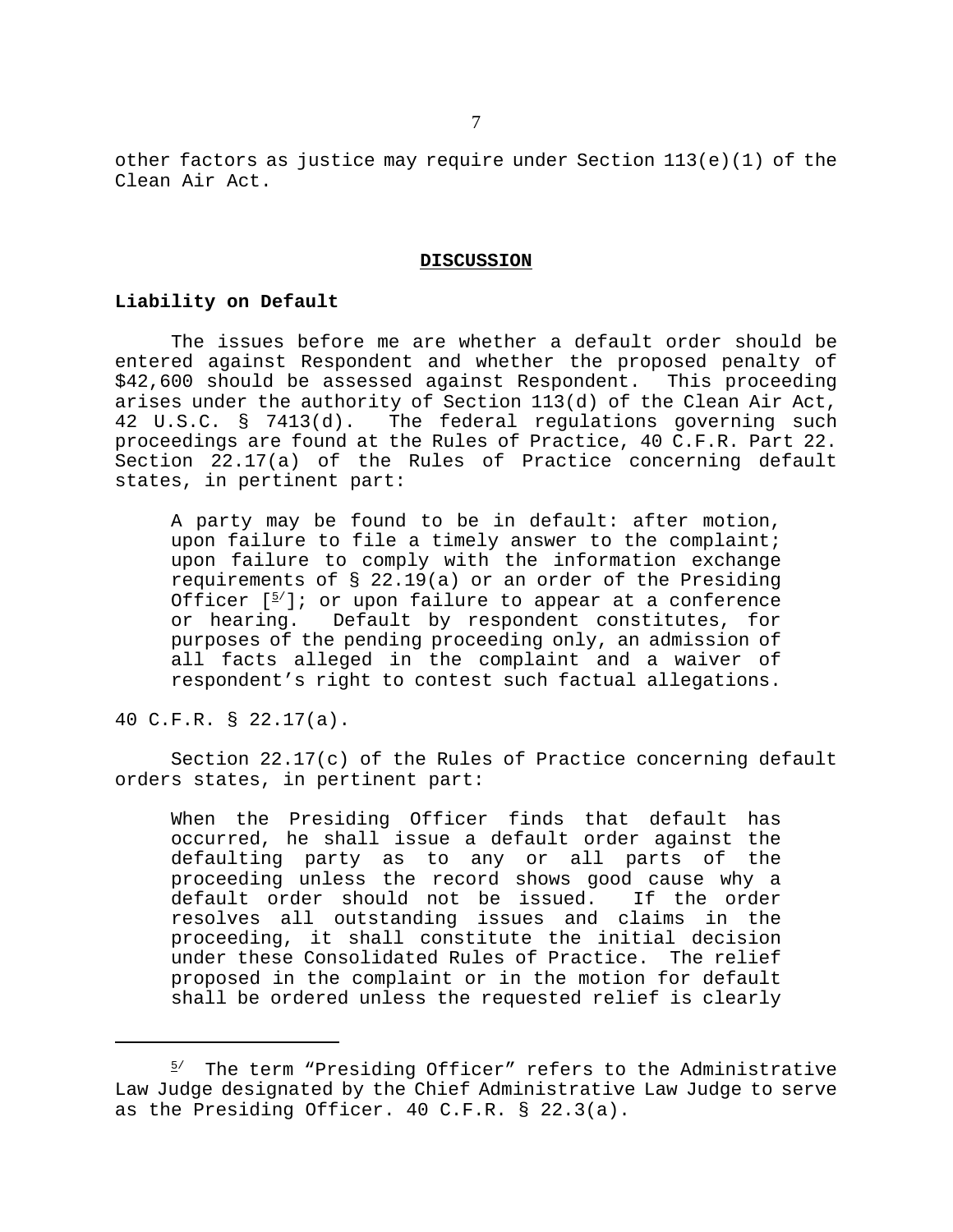other factors as justice may require under Section 113(e)(1) of the Clean Air Act.

## DISCUSSION

### Liability on Default

The issues before me are whether a default order should be entered against Respondent and whether the proposed penalty of $42,600 should be assessed against Respondent. This proceeding arises under the authority of Section 113(d) of the Clean Air Act, 42 U.S.C. § 7413(d). The federal regulations governing such proceedings are found at the Rules of Practice, 40 C.F.R. Part 22. Section 22.17(a) of the Rules of Practice concerning default states, in pertinent part:

> A party may be found to be in default: after motion, upon failure to file a timely answer to the complaint; upon failure to comply with the information exchange requirements of § 22.19(a) or an order of the Presiding Officer [[5]]; or upon failure to appear at a conference or hearing. Default by respondent constitutes, for purposes of the pending proceeding only, an admission of all facts alleged in the complaint and a waiver of respondent's right to contest such factual allegations.

40 C.F.R. § 22.17(a).

Section 22.17(c) of the Rules of Practice concerning default orders states, in pertinent part:

> When the Presiding Officer finds that default has occurred, he shall issue a default order against the defaulting party as to any or all parts of the proceeding unless the record shows good cause why a default order should not be issued. If the order resolves all outstanding issues and claims in the proceeding, it shall constitute the initial decision under these Consolidated Rules of Practice. The relief proposed in the complaint or in the motion for default shall be ordered unless the requested relief is clearly

---

[5] The term "Presiding Officer" refers to the Administrative Law Judge designated by the Chief Administrative Law Judge to serve as the Presiding Officer. 40 C.F.R. § 22.3(a).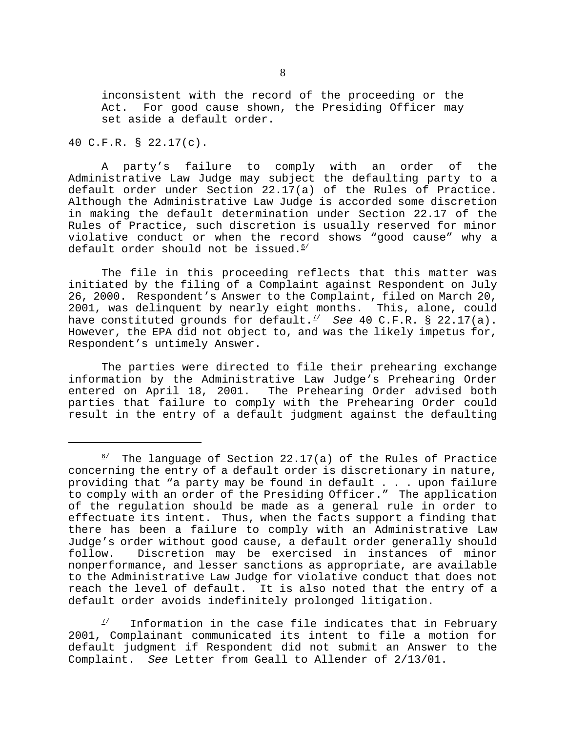inconsistent with the record of the proceeding or the Act. For good cause shown, the Presiding Officer may set aside a default order.

40 C.F.R. § 22.17(c).

A party's failure to comply with an order of the Administrative Law Judge may subject the defaulting party to a default order under Section 22.17(a) of the Rules of Practice. Although the Administrative Law Judge is accorded some discretion in making the default determination under Section 22.17 of the Rules of Practice, such discretion is usually reserved for minor violative conduct or when the record shows "good cause" why a default order should not be issued.[6]

The file in this proceeding reflects that this matter was initiated by the filing of a Complaint against Respondent on July 26, 2000. Respondent's Answer to the Complaint, filed on March 20, 2001, was delinquent by nearly eight months. This, alone, could have constituted grounds for default.[7] *See* 40 C.F.R. § 22.17(a). However, the EPA did not object to, and was the likely impetus for, Respondent's untimely Answer.

The parties were directed to file their prehearing exchange information by the Administrative Law Judge's Prehearing Order entered on April 18, 2001. The Prehearing Order advised both parties that failure to comply with the Prehearing Order could result in the entry of a default judgment against the defaulting

---

[6] The language of Section 22.17(a) of the Rules of Practice concerning the entry of a default order is discretionary in nature, providing that "a party may be found in default . . . upon failure to comply with an order of the Presiding Officer." The application of the regulation should be made as a general rule in order to effectuate its intent. Thus, when the facts support a finding that there has been a failure to comply with an Administrative Law Judge's order without good cause, a default order generally should follow. Discretion may be exercised in instances of minor nonperformance, and lesser sanctions as appropriate, are available to the Administrative Law Judge for violative conduct that does not reach the level of default. It is also noted that the entry of a default order avoids indefinitely prolonged litigation.

[7] Information in the case file indicates that in February 2001, Complainant communicated its intent to file a motion for default judgment if Respondent did not submit an Answer to the Complaint. *See* Letter from Geall to Allender of 2/13/01.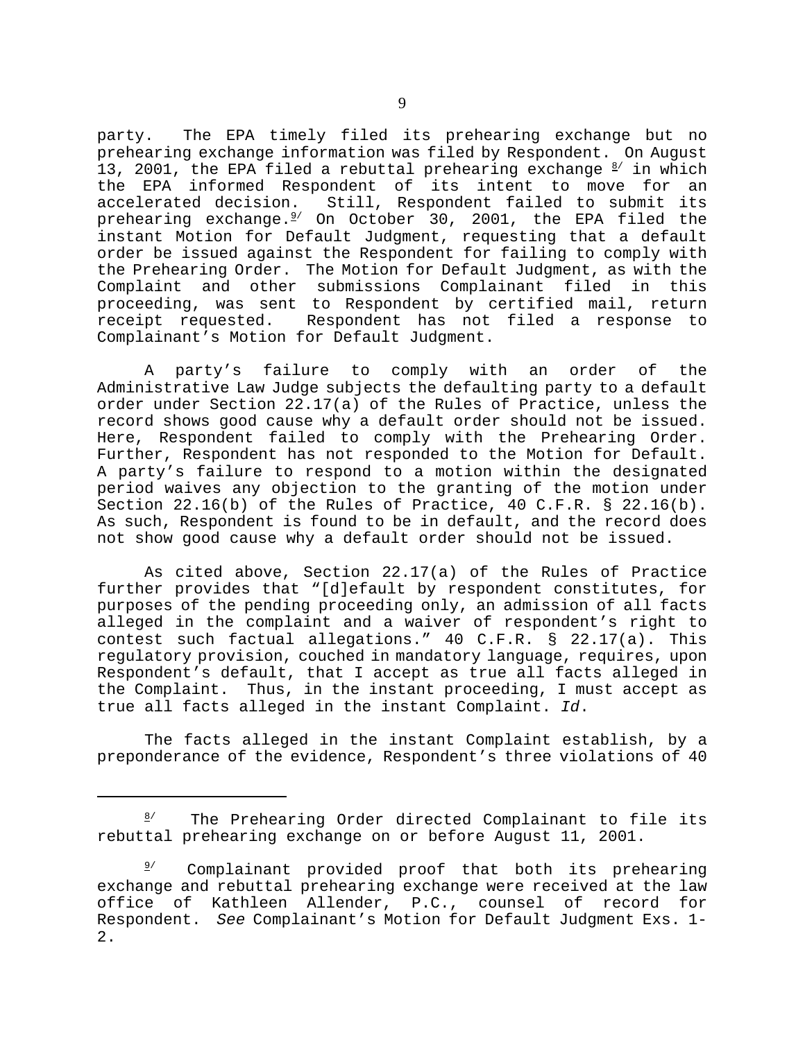party. The EPA timely filed its prehearing exchange but no prehearing exchange information was filed by Respondent. On August 13, 2001, the EPA filed a rebuttal prehearing exchange [8] in which the EPA informed Respondent of its intent to move for an accelerated decision. Still, Respondent failed to submit its prehearing exchange.[9] On October 30, 2001, the EPA filed the instant Motion for Default Judgment, requesting that a default order be issued against the Respondent for failing to comply with the Prehearing Order. The Motion for Default Judgment, as with the Complaint and other submissions Complainant filed in this proceeding, was sent to Respondent by certified mail, return receipt requested. Respondent has not filed a response to Complainant's Motion for Default Judgment.

A party's failure to comply with an order of the Administrative Law Judge subjects the defaulting party to a default order under Section 22.17(a) of the Rules of Practice, unless the record shows good cause why a default order should not be issued. Here, Respondent failed to comply with the Prehearing Order. Further, Respondent has not responded to the Motion for Default. A party's failure to respond to a motion within the designated period waives any objection to the granting of the motion under Section 22.16(b) of the Rules of Practice, 40 C.F.R. § 22.16(b). As such, Respondent is found to be in default, and the record does not show good cause why a default order should not be issued.

As cited above, Section 22.17(a) of the Rules of Practice further provides that "[d]efault by respondent constitutes, for purposes of the pending proceeding only, an admission of all facts alleged in the complaint and a waiver of respondent's right to contest such factual allegations." 40 C.F.R. § 22.17(a). This regulatory provision, couched in mandatory language, requires, upon Respondent's default, that I accept as true all facts alleged in the Complaint. Thus, in the instant proceeding, I must accept as true all facts alleged in the instant Complaint. *Id*.

The facts alleged in the instant Complaint establish, by a preponderance of the evidence, Respondent's three violations of 40

---

[8] The Prehearing Order directed Complainant to file its rebuttal prehearing exchange on or before August 11, 2001.

[9] Complainant provided proof that both its prehearing exchange and rebuttal prehearing exchange were received at the law office of Kathleen Allender, P.C., counsel of record for Respondent. *See* Complainant's Motion for Default Judgment Exs. 1-2.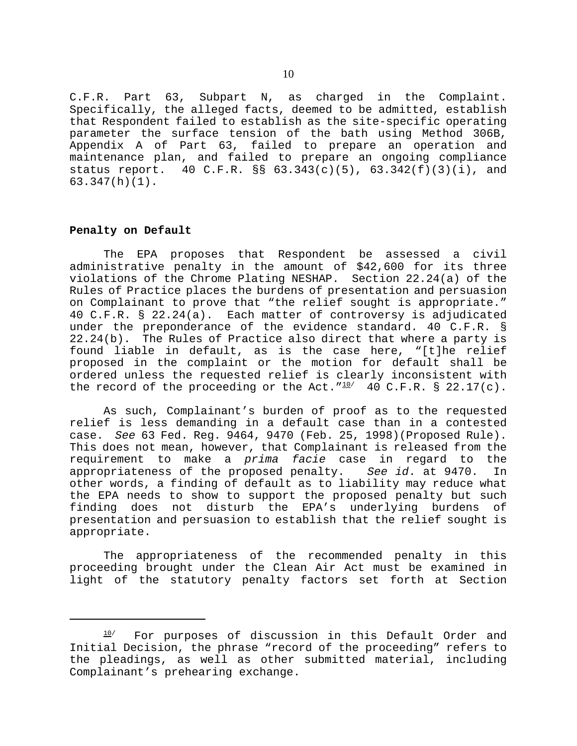C.F.R. Part 63, Subpart N, as charged in the Complaint. Specifically, the alleged facts, deemed to be admitted, establish that Respondent failed to establish as the site-specific operating parameter the surface tension of the bath using Method 306B, Appendix A of Part 63, failed to prepare an operation and maintenance plan, and failed to prepare an ongoing compliance status report. 40 C.F.R. §§ 63.343(c)(5), 63.342(f)(3)(i), and 63.347(h)(1).

**Penalty on Default**

The EPA proposes that Respondent be assessed a civil administrative penalty in the amount of $42,600 for its three violations of the Chrome Plating NESHAP. Section 22.24(a) of the Rules of Practice places the burdens of presentation and persuasion on Complainant to prove that "the relief sought is appropriate." 40 C.F.R. § 22.24(a). Each matter of controversy is adjudicated under the preponderance of the evidence standard. 40 C.F.R. § 22.24(b). The Rules of Practice also direct that where a party is found liable in default, as is the case here, "[t]he relief proposed in the complaint or the motion for default shall be ordered unless the requested relief is clearly inconsistent with the record of the proceeding or the Act."[10] 40 C.F.R. § 22.17(c).

As such, Complainant's burden of proof as to the requested relief is less demanding in a default case than in a contested case. *See* 63 Fed. Reg. 9464, 9470 (Feb. 25, 1998)(Proposed Rule). This does not mean, however, that Complainant is released from the requirement to make a *prima facie* case in regard to the appropriateness of the proposed penalty. *See id*. at 9470. In other words, a finding of default as to liability may reduce what the EPA needs to show to support the proposed penalty but such finding does not disturb the EPA's underlying burdens of presentation and persuasion to establish that the relief sought is appropriate.

The appropriateness of the recommended penalty in this proceeding brought under the Clean Air Act must be examined in light of the statutory penalty factors set forth at Section

---

[10] For purposes of discussion in this Default Order and Initial Decision, the phrase "record of the proceeding" refers to the pleadings, as well as other submitted material, including Complainant's prehearing exchange.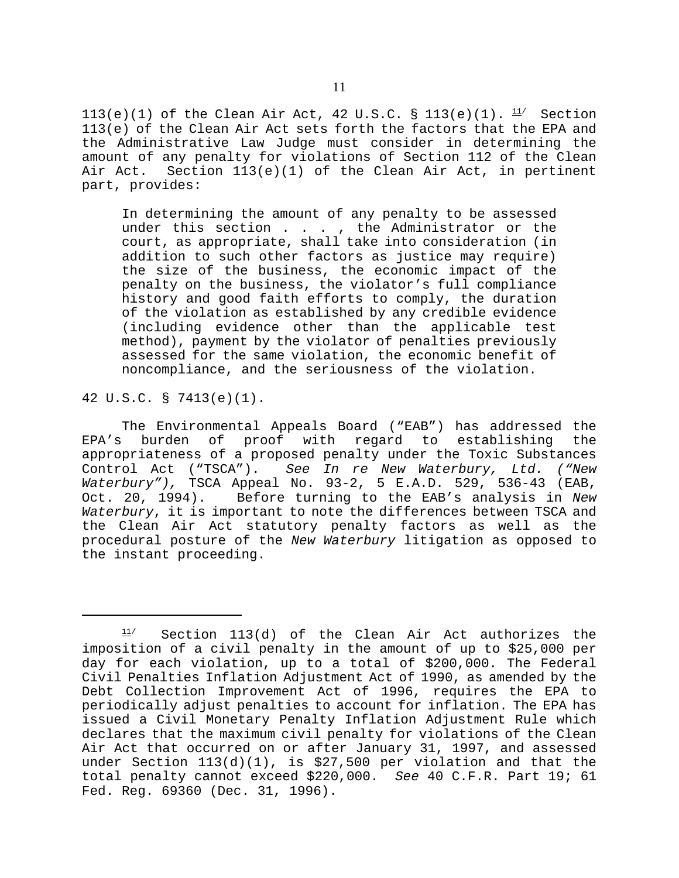113(e)(1) of the Clean Air Act, 42 U.S.C. § 113(e)(1). [11] Section 113(e) of the Clean Air Act sets forth the factors that the EPA and the Administrative Law Judge must consider in determining the amount of any penalty for violations of Section 112 of the Clean Air Act. Section 113(e)(1) of the Clean Air Act, in pertinent part, provides:

> In determining the amount of any penalty to be assessed under this section . . . , the Administrator or the court, as appropriate, shall take into consideration (in addition to such other factors as justice may require) the size of the business, the economic impact of the penalty on the business, the violator's full compliance history and good faith efforts to comply, the duration of the violation as established by any credible evidence (including evidence other than the applicable test method), payment by the violator of penalties previously assessed for the same violation, the economic benefit of noncompliance, and the seriousness of the violation.

42 U.S.C. § 7413(e)(1).

The Environmental Appeals Board ("EAB") has addressed the EPA's burden of proof with regard to establishing the appropriateness of a proposed penalty under the Toxic Substances Control Act ("TSCA"). *See In re New Waterbury, Ltd. ("New Waterbury"),* TSCA Appeal No. 93-2, 5 E.A.D. 529, 536-43 (EAB, Oct. 20, 1994). Before turning to the EAB's analysis in *New Waterbury*, it is important to note the differences between TSCA and the Clean Air Act statutory penalty factors as well as the procedural posture of the *New Waterbury* litigation as opposed to the instant proceeding.

---

[11] Section 113(d) of the Clean Air Act authorizes the imposition of a civil penalty in the amount of up to $25,000 per day for each violation, up to a total of $200,000. The Federal Civil Penalties Inflation Adjustment Act of 1990, as amended by the Debt Collection Improvement Act of 1996, requires the EPA to periodically adjust penalties to account for inflation. The EPA has issued a Civil Monetary Penalty Inflation Adjustment Rule which declares that the maximum civil penalty for violations of the Clean Air Act that occurred on or after January 31, 1997, and assessed under Section 113(d)(1), is $27,500 per violation and that the total penalty cannot exceed $220,000. *See* 40 C.F.R. Part 19; 61 Fed. Reg. 69360 (Dec. 31, 1996).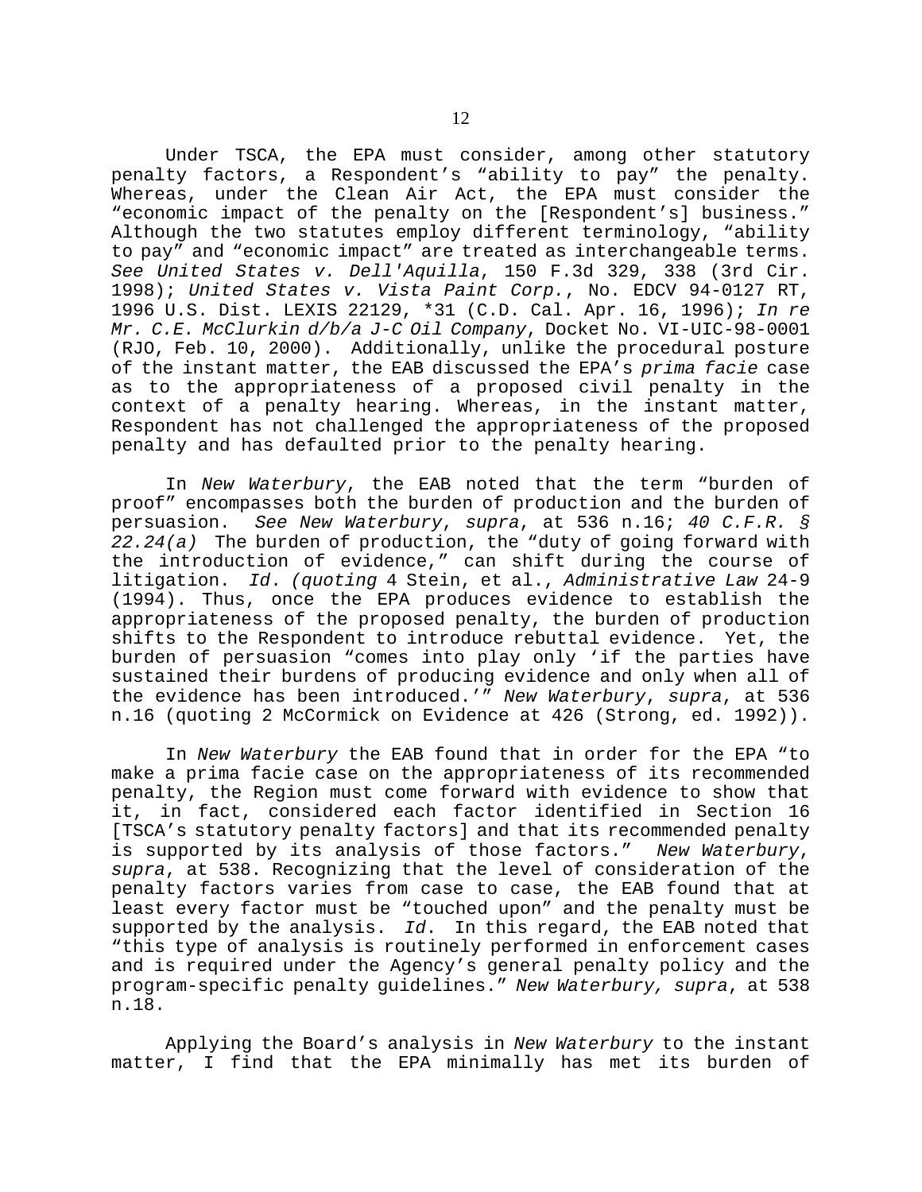Under TSCA, the EPA must consider, among other statutory penalty factors, a Respondent's "ability to pay" the penalty. Whereas, under the Clean Air Act, the EPA must consider the "economic impact of the penalty on the [Respondent's] business." Although the two statutes employ different terminology, "ability to pay" and "economic impact" are treated as interchangeable terms. *See United States v. Dell'Aquilla*, 150 F.3d 329, 338 (3rd Cir. 1998); *United States v. Vista Paint Corp.*, No. EDCV 94-0127 RT, 1996 U.S. Dist. LEXIS 22129, *31 (C.D. Cal. Apr. 16, 1996); *In re Mr. C.E. McClurkin d/b/a J-C Oil Company*, Docket No. VI-UIC-98-0001 (RJO, Feb. 10, 2000). Additionally, unlike the procedural posture of the instant matter, the EAB discussed the EPA's *prima facie* case as to the appropriateness of a proposed civil penalty in the context of a penalty hearing. Whereas, in the instant matter, Respondent has not challenged the appropriateness of the proposed penalty and has defaulted prior to the penalty hearing.

In *New Waterbury*, the EAB noted that the term "burden of proof" encompasses both the burden of production and the burden of persuasion. *See New Waterbury*, *supra*, at 536 n.16; *40 C.F.R. § 22.24(a)* The burden of production, the "duty of going forward with the introduction of evidence," can shift during the course of litigation. *Id*. *(quoting* 4 Stein, et al., *Administrative Law* 24-9 (1994). Thus, once the EPA produces evidence to establish the appropriateness of the proposed penalty, the burden of production shifts to the Respondent to introduce rebuttal evidence. Yet, the burden of persuasion "comes into play only 'if the parties have sustained their burdens of producing evidence and only when all of the evidence has been introduced.'" *New Waterbury*, *supra*, at 536 n.16 (quoting 2 McCormick on Evidence at 426 (Strong, ed. 1992)).

In *New Waterbury* the EAB found that in order for the EPA "to make a prima facie case on the appropriateness of its recommended penalty, the Region must come forward with evidence to show that it, in fact, considered each factor identified in Section 16 [TSCA's statutory penalty factors] and that its recommended penalty is supported by its analysis of those factors." *New Waterbury*, *supra*, at 538. Recognizing that the level of consideration of the penalty factors varies from case to case, the EAB found that at least every factor must be "touched upon" and the penalty must be supported by the analysis. *Id*. In this regard, the EAB noted that "this type of analysis is routinely performed in enforcement cases and is required under the Agency's general penalty policy and the program-specific penalty guidelines." *New Waterbury, supra*, at 538 n.18.

Applying the Board's analysis in *New Waterbury* to the instant matter, I find that the EPA minimally has met its burden of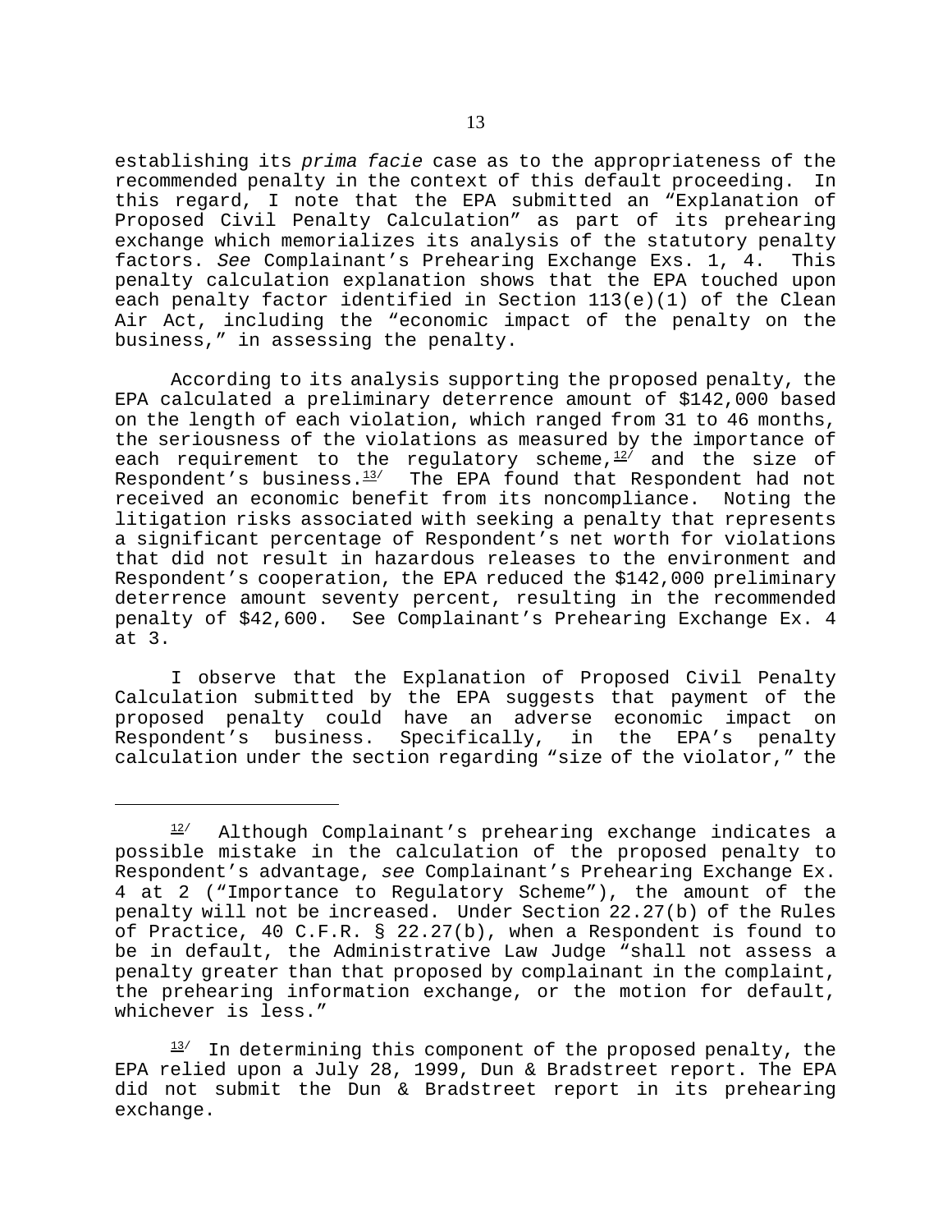establishing its *prima facie* case as to the appropriateness of the recommended penalty in the context of this default proceeding. In this regard, I note that the EPA submitted an "Explanation of Proposed Civil Penalty Calculation" as part of its prehearing exchange which memorializes its analysis of the statutory penalty factors. *See* Complainant's Prehearing Exchange Exs. 1, 4. This penalty calculation explanation shows that the EPA touched upon each penalty factor identified in Section 113(e)(1) of the Clean Air Act, including the "economic impact of the penalty on the business," in assessing the penalty.

According to its analysis supporting the proposed penalty, the EPA calculated a preliminary deterrence amount of $142,000 based on the length of each violation, which ranged from 31 to 46 months, the seriousness of the violations as measured by the importance of each requirement to the regulatory scheme,[12/] and the size of Respondent's business.[13/] The EPA found that Respondent had not received an economic benefit from its noncompliance. Noting the litigation risks associated with seeking a penalty that represents a significant percentage of Respondent's net worth for violations that did not result in hazardous releases to the environment and Respondent's cooperation, the EPA reduced the $142,000 preliminary deterrence amount seventy percent, resulting in the recommended penalty of $42,600. See Complainant's Prehearing Exchange Ex. 4 at 3.

I observe that the Explanation of Proposed Civil Penalty Calculation submitted by the EPA suggests that payment of the proposed penalty could have an adverse economic impact on Respondent's business. Specifically, in the EPA's penalty calculation under the section regarding "size of the violator," the

---

[12/] Although Complainant's prehearing exchange indicates a possible mistake in the calculation of the proposed penalty to Respondent's advantage, *see* Complainant's Prehearing Exchange Ex. 4 at 2 ("Importance to Regulatory Scheme"), the amount of the penalty will not be increased. Under Section 22.27(b) of the Rules of Practice, 40 C.F.R. § 22.27(b), when a Respondent is found to be in default, the Administrative Law Judge "shall not assess a penalty greater than that proposed by complainant in the complaint, the prehearing information exchange, or the motion for default, whichever is less."

[13/] In determining this component of the proposed penalty, the EPA relied upon a July 28, 1999, Dun & Bradstreet report. The EPA did not submit the Dun & Bradstreet report in its prehearing exchange.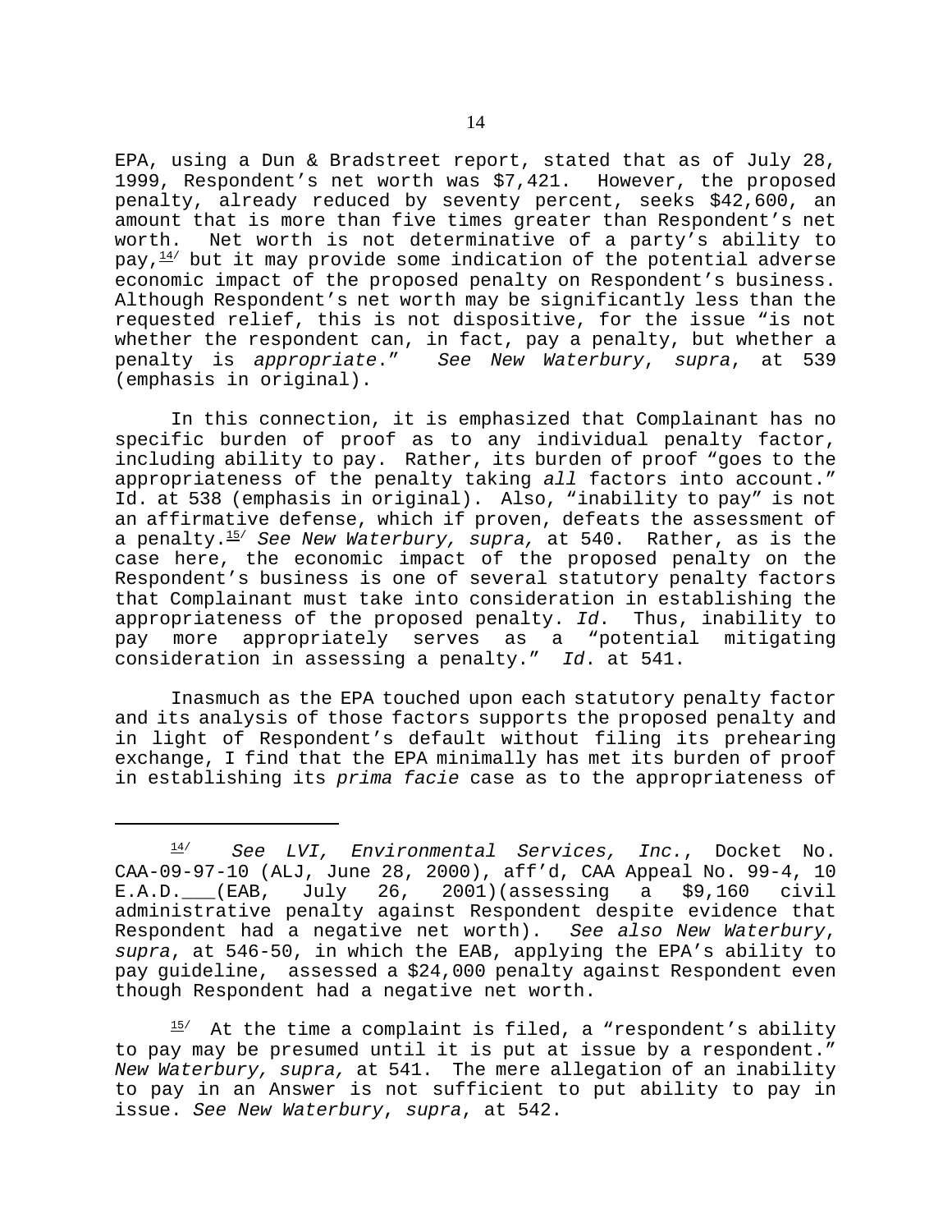EPA, using a Dun & Bradstreet report, stated that as of July 28, 1999, Respondent's net worth was $7,421. However, the proposed penalty, already reduced by seventy percent, seeks $42,600, an amount that is more than five times greater than Respondent's net worth. Net worth is not determinative of a party's ability to pay,[14] but it may provide some indication of the potential adverse economic impact of the proposed penalty on Respondent's business. Although Respondent's net worth may be significantly less than the requested relief, this is not dispositive, for the issue "is not whether the respondent can, in fact, pay a penalty, but whether a penalty is *appropriate*." *See New Waterbury*, *supra*, at 539 (emphasis in original).

In this connection, it is emphasized that Complainant has no specific burden of proof as to any individual penalty factor, including ability to pay. Rather, its burden of proof "goes to the appropriateness of the penalty taking *all* factors into account." Id. at 538 (emphasis in original). Also, "inability to pay" is not an affirmative defense, which if proven, defeats the assessment of a penalty.[15] *See New Waterbury, supra,* at 540. Rather, as is the case here, the economic impact of the proposed penalty on the Respondent's business is one of several statutory penalty factors that Complainant must take into consideration in establishing the appropriateness of the proposed penalty. *Id*. Thus, inability to pay more appropriately serves as a "potential mitigating consideration in assessing a penalty." *Id*. at 541.

Inasmuch as the EPA touched upon each statutory penalty factor and its analysis of those factors supports the proposed penalty and in light of Respondent's default without filing its prehearing exchange, I find that the EPA minimally has met its burden of proof in establishing its *prima facie* case as to the appropriateness of

---

[14] *See LVI, Environmental Services, Inc.*, Docket No. CAA-09-97-10 (ALJ, June 28, 2000), aff'd, CAA Appeal No. 99-4, 10 E.A.D.___(EAB, July 26, 2001)(assessing a $9,160 civil administrative penalty against Respondent despite evidence that Respondent had a negative net worth). *See also New Waterbury*, *supra*, at 546-50, in which the EAB, applying the EPA's ability to pay guideline, assessed a $24,000 penalty against Respondent even though Respondent had a negative net worth.

[15] At the time a complaint is filed, a "respondent's ability to pay may be presumed until it is put at issue by a respondent." *New Waterbury, supra,* at 541. The mere allegation of an inability to pay in an Answer is not sufficient to put ability to pay in issue. *See New Waterbury*, *supra*, at 542.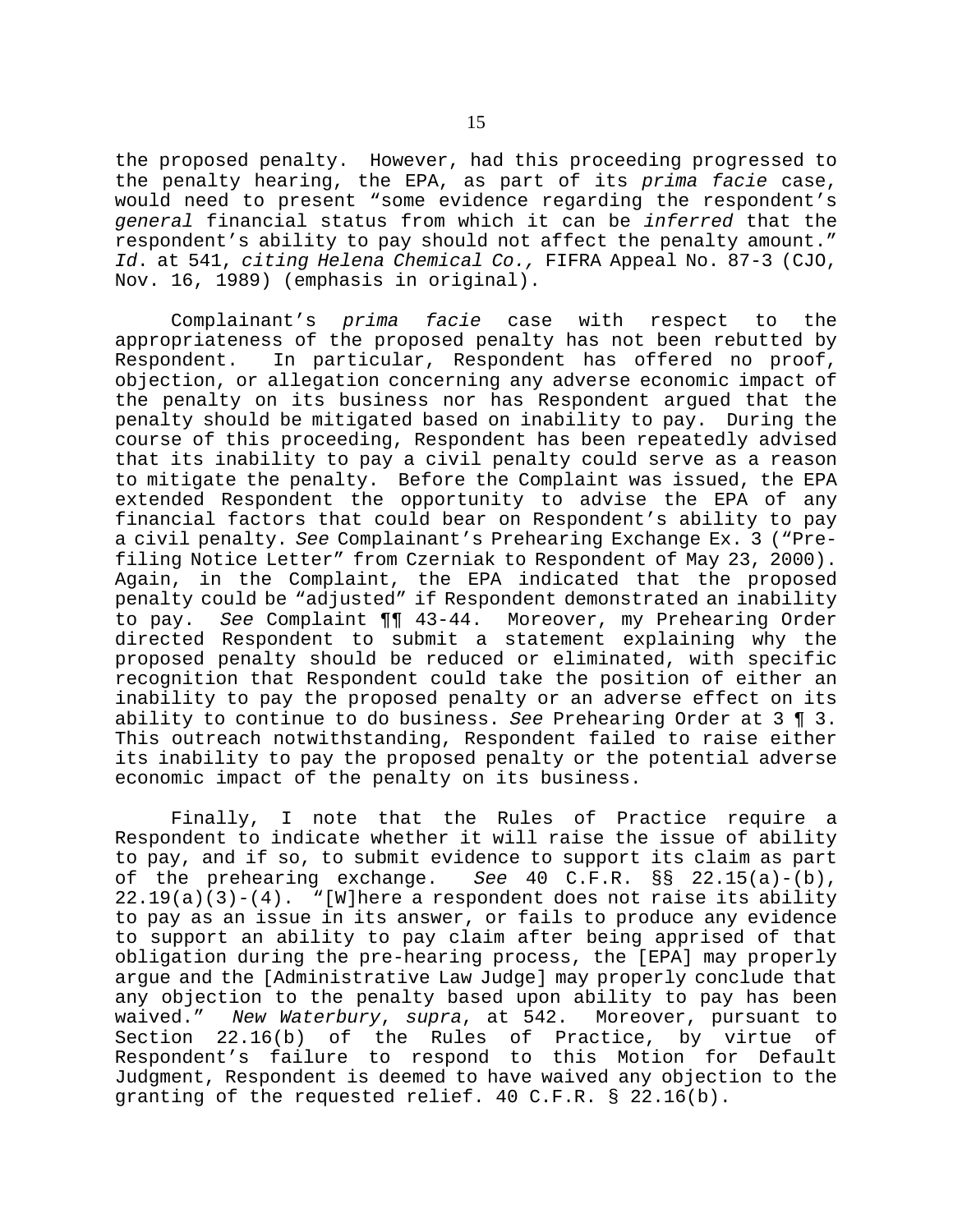the proposed penalty. However, had this proceeding progressed to the penalty hearing, the EPA, as part of its *prima facie* case, would need to present "some evidence regarding the respondent's *general* financial status from which it can be *inferred* that the respondent's ability to pay should not affect the penalty amount." *Id*. at 541, *citing Helena Chemical Co.,* FIFRA Appeal No. 87-3 (CJO, Nov. 16, 1989) (emphasis in original).

Complainant's *prima facie* case with respect to the appropriateness of the proposed penalty has not been rebutted by Respondent. In particular, Respondent has offered no proof, objection, or allegation concerning any adverse economic impact of the penalty on its business nor has Respondent argued that the penalty should be mitigated based on inability to pay. During the course of this proceeding, Respondent has been repeatedly advised that its inability to pay a civil penalty could serve as a reason to mitigate the penalty. Before the Complaint was issued, the EPA extended Respondent the opportunity to advise the EPA of any financial factors that could bear on Respondent's ability to pay a civil penalty. *See* Complainant's Prehearing Exchange Ex. 3 ("Pre-filing Notice Letter" from Czerniak to Respondent of May 23, 2000). Again, in the Complaint, the EPA indicated that the proposed penalty could be "adjusted" if Respondent demonstrated an inability to pay. *See* Complaint ¶¶ 43-44. Moreover, my Prehearing Order directed Respondent to submit a statement explaining why the proposed penalty should be reduced or eliminated, with specific recognition that Respondent could take the position of either an inability to pay the proposed penalty or an adverse effect on its ability to continue to do business. *See* Prehearing Order at 3 ¶ 3. This outreach notwithstanding, Respondent failed to raise either its inability to pay the proposed penalty or the potential adverse economic impact of the penalty on its business.

Finally, I note that the Rules of Practice require a Respondent to indicate whether it will raise the issue of ability to pay, and if so, to submit evidence to support its claim as part of the prehearing exchange. *See* 40 C.F.R. §§ 22.15(a)-(b), 22.19(a)(3)-(4). "[W]here a respondent does not raise its ability to pay as an issue in its answer, or fails to produce any evidence to support an ability to pay claim after being apprised of that obligation during the pre-hearing process, the [EPA] may properly argue and the [Administrative Law Judge] may properly conclude that any objection to the penalty based upon ability to pay has been waived." *New Waterbury*, *supra*, at 542. Moreover, pursuant to Section 22.16(b) of the Rules of Practice, by virtue of Respondent's failure to respond to this Motion for Default Judgment, Respondent is deemed to have waived any objection to the granting of the requested relief. 40 C.F.R. § 22.16(b).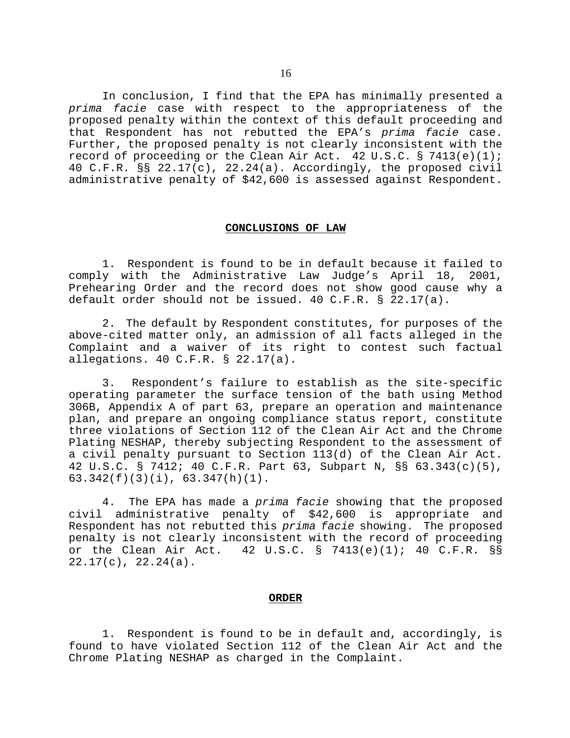In conclusion, I find that the EPA has minimally presented a *prima facie* case with respect to the appropriateness of the proposed penalty within the context of this default proceeding and that Respondent has not rebutted the EPA's *prima facie* case. Further, the proposed penalty is not clearly inconsistent with the record of proceeding or the Clean Air Act. 42 U.S.C. § 7413(e)(1); 40 C.F.R. §§ 22.17(c), 22.24(a). Accordingly, the proposed civil administrative penalty of $42,600 is assessed against Respondent.

## CONCLUSIONS OF LAW

1. Respondent is found to be in default because it failed to comply with the Administrative Law Judge's April 18, 2001, Prehearing Order and the record does not show good cause why a default order should not be issued. 40 C.F.R. § 22.17(a).

2. The default by Respondent constitutes, for purposes of the above-cited matter only, an admission of all facts alleged in the Complaint and a waiver of its right to contest such factual allegations. 40 C.F.R. § 22.17(a).

3. Respondent's failure to establish as the site-specific operating parameter the surface tension of the bath using Method 306B, Appendix A of part 63, prepare an operation and maintenance plan, and prepare an ongoing compliance status report, constitute three violations of Section 112 of the Clean Air Act and the Chrome Plating NESHAP, thereby subjecting Respondent to the assessment of a civil penalty pursuant to Section 113(d) of the Clean Air Act. 42 U.S.C. § 7412; 40 C.F.R. Part 63, Subpart N, §§ 63.343(c)(5), 63.342(f)(3)(i), 63.347(h)(1).

4. The EPA has made a *prima facie* showing that the proposed civil administrative penalty of $42,600 is appropriate and Respondent has not rebutted this *prima facie* showing. The proposed penalty is not clearly inconsistent with the record of proceeding or the Clean Air Act. 42 U.S.C. § 7413(e)(1); 40 C.F.R. §§ 22.17(c), 22.24(a).

## ORDER

1. Respondent is found to be in default and, accordingly, is found to have violated Section 112 of the Clean Air Act and the Chrome Plating NESHAP as charged in the Complaint.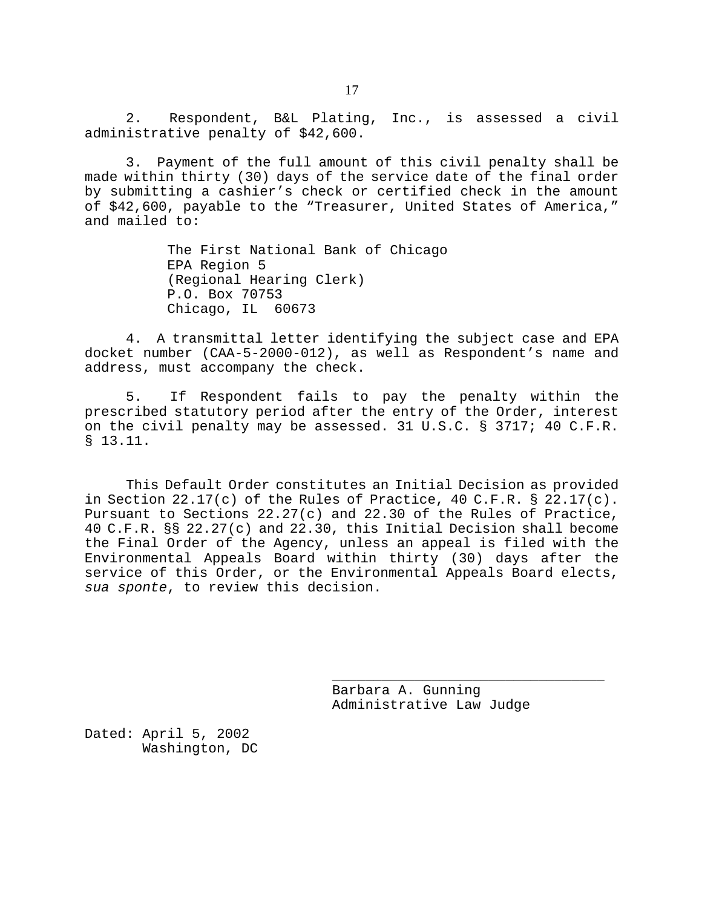2. Respondent, B&L Plating, Inc., is assessed a civil administrative penalty of $42,600.

3. Payment of the full amount of this civil penalty shall be made within thirty (30) days of the service date of the final order by submitting a cashier's check or certified check in the amount of $42,600, payable to the "Treasurer, United States of America," and mailed to:

> The First National Bank of Chicago  
> EPA Region 5  
> (Regional Hearing Clerk)  
> P.O. Box 70753  
> Chicago, IL 60673

4. A transmittal letter identifying the subject case and EPA docket number (CAA-5-2000-012), as well as Respondent's name and address, must accompany the check.

5. If Respondent fails to pay the penalty within the prescribed statutory period after the entry of the Order, interest on the civil penalty may be assessed. 31 U.S.C. § 3717; 40 C.F.R. § 13.11.

This Default Order constitutes an Initial Decision as provided in Section 22.17(c) of the Rules of Practice, 40 C.F.R. § 22.17(c). Pursuant to Sections 22.27(c) and 22.30 of the Rules of Practice, 40 C.F.R. §§ 22.27(c) and 22.30, this Initial Decision shall become the Final Order of the Agency, unless an appeal is filed with the Environmental Appeals Board within thirty (30) days after the service of this Order, or the Environmental Appeals Board elects, *sua sponte*, to review this decision.

\_\_\_\_\_\_\_\_\_\_\_\_\_\_\_\_\_\_\_\_\_\_\_\_\_\_\_\_\_\_\_\_\_  
Barbara A. Gunning  
Administrative Law Judge

Dated: April 5, 2002  
Washington, DC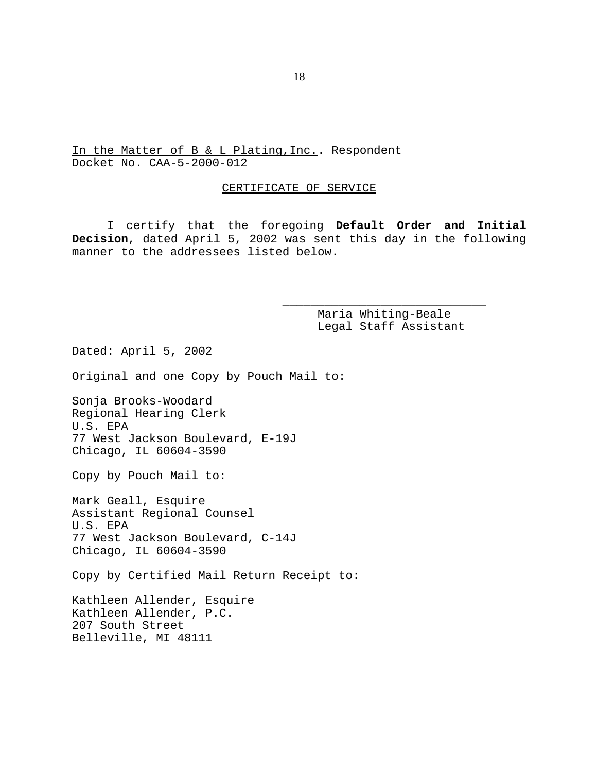In the Matter of B & L Plating,Inc.. Respondent
Docket No. CAA-5-2000-012

## CERTIFICATE OF SERVICE

I certify that the foregoing **Default Order and Initial Decision**, dated April 5, 2002 was sent this day in the following manner to the addressees listed below.

\_\_\_\_\_\_\_\_\_\_\_\_\_\_\_\_\_\_\_\_\_\_\_\_\_\_\_\_\_\_
Maria Whiting-Beale
Legal Staff Assistant

Dated: April 5, 2002

Original and one Copy by Pouch Mail to:

Sonja Brooks-Woodard
Regional Hearing Clerk
U.S. EPA
77 West Jackson Boulevard, E-19J
Chicago, IL 60604-3590

Copy by Pouch Mail to:

Mark Geall, Esquire
Assistant Regional Counsel
U.S. EPA
77 West Jackson Boulevard, C-14J
Chicago, IL 60604-3590

Copy by Certified Mail Return Receipt to:

Kathleen Allender, Esquire
Kathleen Allender, P.C.
207 South Street
Belleville, MI 48111